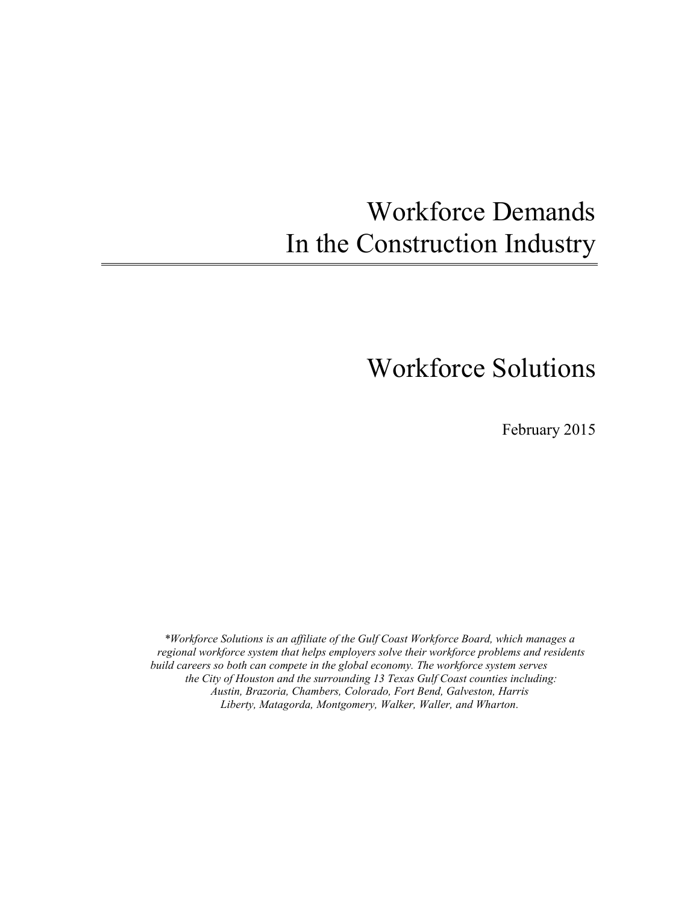# Workforce Demands In the Construction Industry

## Workforce Solutions

February 2015

*\*Workforce Solutions is an affiliate of the Gulf Coast Workforce Board, which manages a regional workforce system that helps employers solve their workforce problems and residents build careers so both can compete in the global economy. The workforce system serves the City of Houston and the surrounding 13 Texas Gulf Coast counties including: Austin, Brazoria, Chambers, Colorado, Fort Bend, Galveston, Harris Liberty, Matagorda, Montgomery, Walker, Waller, and Wharton.*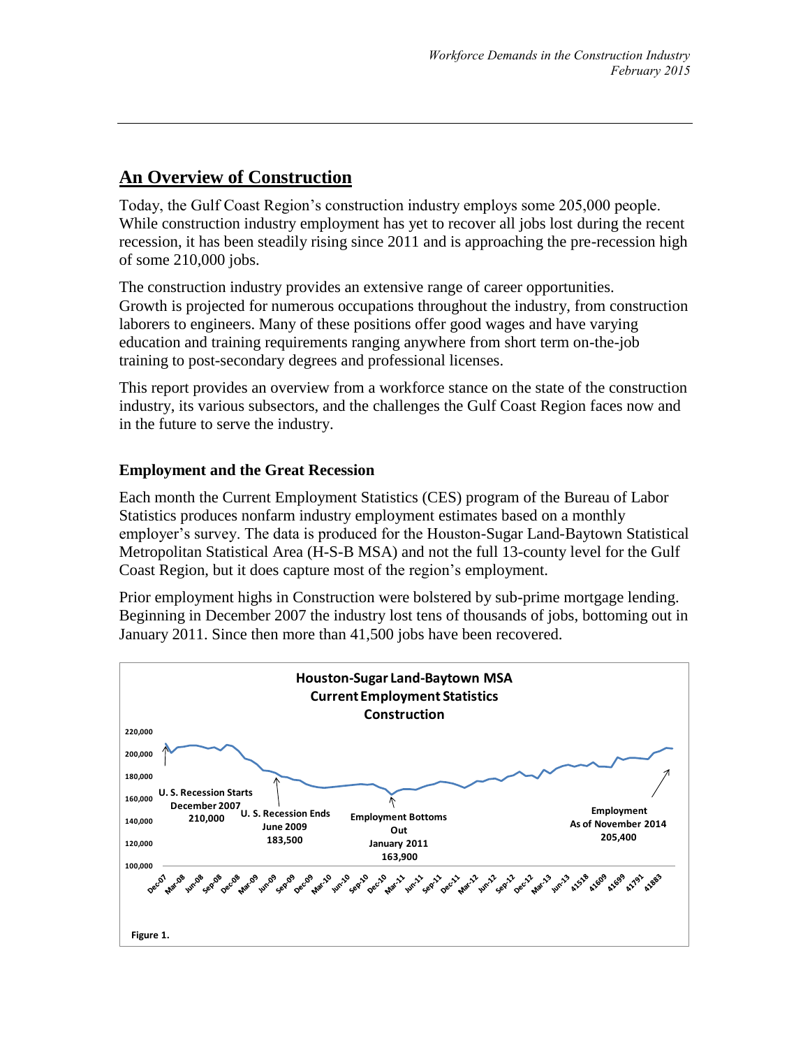## An Overview of Construction

Today, the Gulf Coast Region's construction industry employs some 205,000 people. While construction industry employment has yet to recover all jobs lost during the recent recession, it has been steadily rising since 2011 and is approaching the pre-recession high of some 210,000 jobs.

The construction industry provides an extensive range of career opportunities. Growth is projected for numerous occupations throughout the industry, from construction laborers to engineers. Many of these positions offer good wages and have varying education and training requirements ranging anywhere from short term on-the-job training to post-secondary degrees and professional licenses.

This report provides an overview from a workforce stance on the state of the construction industry, its various subsectors, and the challenges the Gulf Coast Region faces now and in the future to serve the industry.

### Employment and the Great Recession

Each month the Current Employment Statistics (CES) program of the Bureau of Labor Statistics produces nonfarm industry employment estimates based on a monthly employer's survey. The data is produced for the Houston-Sugar Land-Baytown Statistical Metropolitan Statistical Area (H-S-B MSA) and not the full 13-county level for the Gulf Coast Region, but it does capture most of the region's employment.

Prior employment highs in Construction were bolstered by sub-prime mortgage lending. Beginning in December 2007 the industry lost tens of thousands of jobs, bottoming out in January 2011. Since then more than 41,500 jobs have been recovered.

**Houston-Sugar Land-Baytown MSA Current Employment Statistics Construction**

U. S. Recession Starts December 2007 210,000

U. S. Recession Ends June 2009 183,500

Employment Bottoms Out January 2011 163,900

Employment As of November 2014 205,400

Figure 1.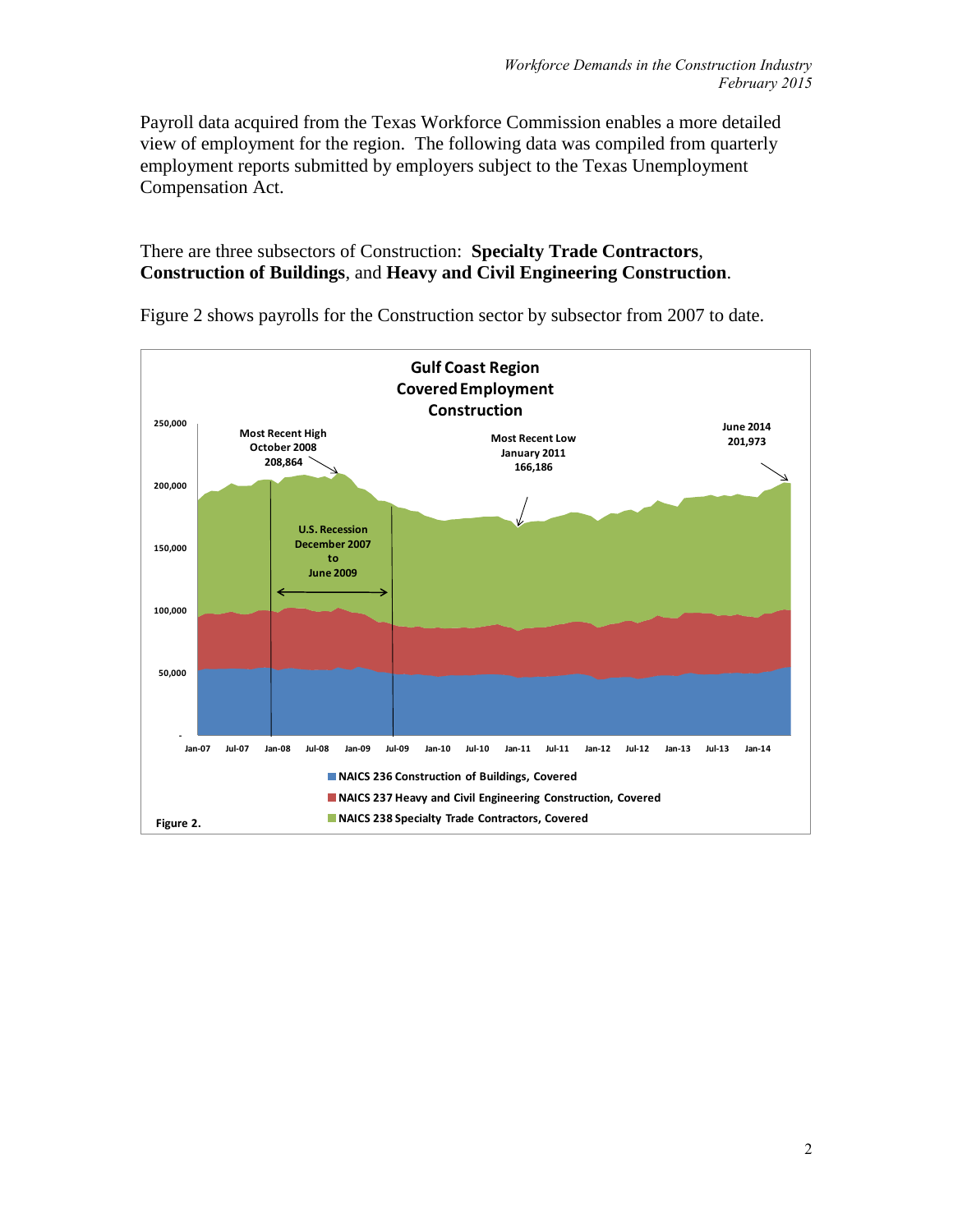Payroll data acquired from the Texas Workforce Commission enables a more detailed view of employment for the region. The following data was compiled from quarterly employment reports submitted by employers subject to the Texas Unemployment Compensation Act.

There are three subsectors of Construction: **Specialty Trade Contractors**, **Construction of Buildings**, and **Heavy and Civil Engineering Construction**.

Figure 2 shows payrolls for the Construction sector by subsector from 2007 to date.

**Gulf Coast Region**
**Covered Employment**
**Construction**

- Most Recent High October 2008: 208,864
- Most Recent Low January 2011: 166,186
- June 2014: 201,973
- U.S. Recession December 2007 to June 2009

Legend:
- NAICS 236 Construction of Buildings, Covered
- NAICS 237 Heavy and Civil Engineering Construction, Covered
- NAICS 238 Specialty Trade Contractors, Covered

**Figure 2.**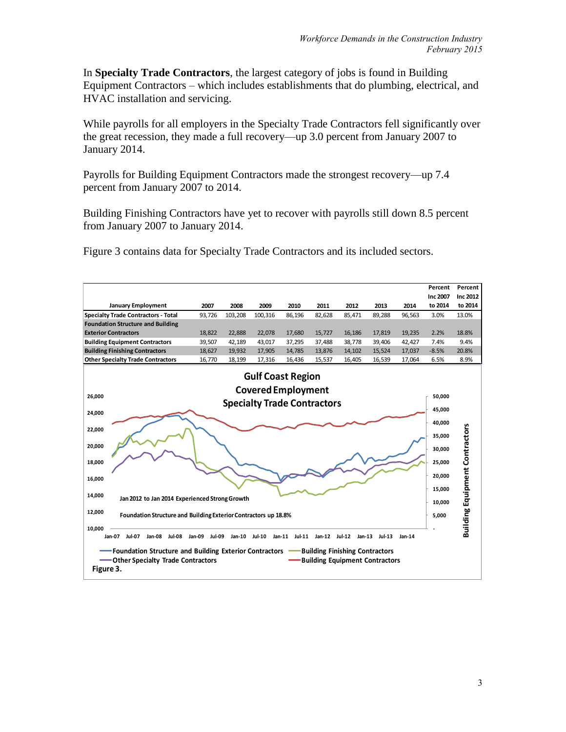In **Specialty Trade Contractors**, the largest category of jobs is found in Building Equipment Contractors – which includes establishments that do plumbing, electrical, and HVAC installation and servicing.

While payrolls for all employers in the Specialty Trade Contractors fell significantly over the great recession, they made a full recovery—up 3.0 percent from January 2007 to January 2014.

Payrolls for Building Equipment Contractors made the strongest recovery—up 7.4 percent from January 2007 to 2014.

Building Finishing Contractors have yet to recover with payrolls still down 8.5 percent from January 2007 to January 2014.

Figure 3 contains data for Specialty Trade Contractors and its included sectors.

| January Employment | 2007 | 2008 | 2009 | 2010 | 2011 | 2012 | 2013 | 2014 | Percent Inc 2007 to 2014 | Percent Inc 2012 to 2014 |
|---|---|---|---|---|---|---|---|---|---|---|
| **Specialty Trade Contractors - Total** | 93,726 | 103,208 | 100,316 | 86,196 | 82,628 | 85,471 | 89,288 | 96,563 | 3.0% | 13.0% |
| **Foundation Structure and Building Exterior Contractors** | 18,822 | 22,888 | 22,078 | 17,680 | 15,727 | 16,186 | 17,819 | 19,235 | 2.2% | 18.8% |
| **Building Equipment Contractors** | 39,507 | 42,189 | 43,017 | 37,295 | 37,488 | 38,778 | 39,406 | 42,427 | 7.4% | 9.4% |
| **Building Finishing Contractors** | 18,627 | 19,932 | 17,905 | 14,785 | 13,876 | 14,102 | 15,524 | 17,037 | -8.5% | 20.8% |
| **Other Specialty Trade Contractors** | 16,770 | 18,199 | 17,316 | 16,436 | 15,537 | 16,405 | 16,539 | 17,064 | 6.5% | 8.9% |

**Gulf Coast Region Covered Employment Specialty Trade Contractors**

Jan 2012 to Jan 2014 Experienced Strong Growth

Foundation Structure and Building Exterior Contractors up 18.8%

**Figure 3.**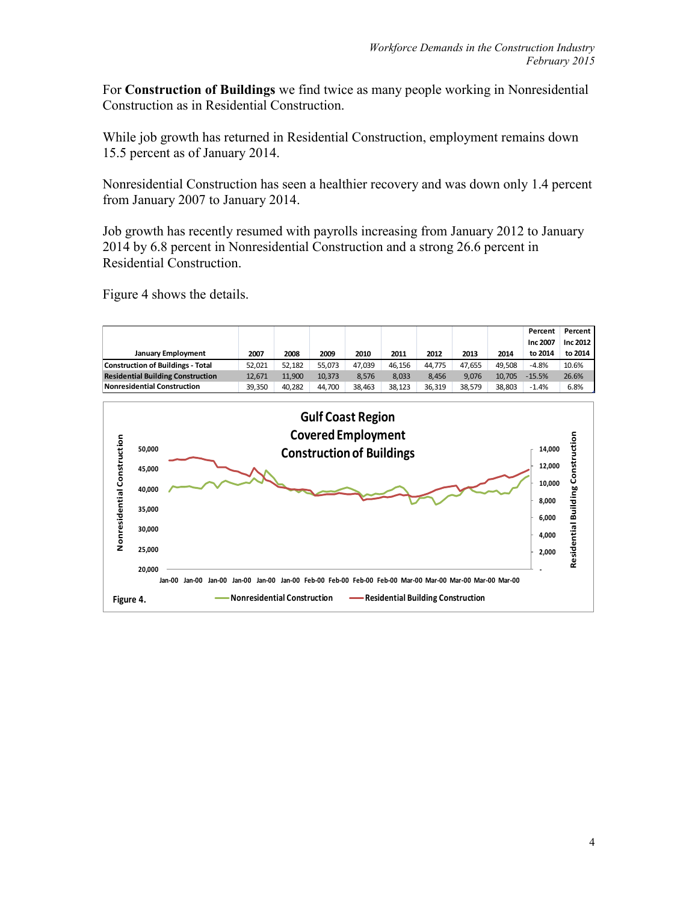For **Construction of Buildings** we find twice as many people working in Nonresidential Construction as in Residential Construction.

While job growth has returned in Residential Construction, employment remains down 15.5 percent as of January 2014.

Nonresidential Construction has seen a healthier recovery and was down only 1.4 percent from January 2007 to January 2014.

Job growth has recently resumed with payrolls increasing from January 2012 to January 2014 by 6.8 percent in Nonresidential Construction and a strong 26.6 percent in Residential Construction.

Figure 4 shows the details.

| January Employment | 2007 | 2008 | 2009 | 2010 | 2011 | 2012 | 2013 | 2014 | Percent Inc 2007 to 2014 | Percent Inc 2012 to 2014 |
|---|---|---|---|---|---|---|---|---|---|---|
| Construction of Buildings - Total | 52,021 | 52,182 | 55,073 | 47,039 | 46,156 | 44,775 | 47,655 | 49,508 | -4.8% | 10.6% |
| Residential Building Construction | 12,671 | 11,900 | 10,373 | 8,576 | 8,033 | 8,456 | 9,076 | 10,705 | -15.5% | 26.6% |
| Nonresidential Construction | 39,350 | 40,282 | 44,700 | 38,463 | 38,123 | 36,319 | 38,579 | 38,803 | -1.4% | 6.8% |

Figure 4.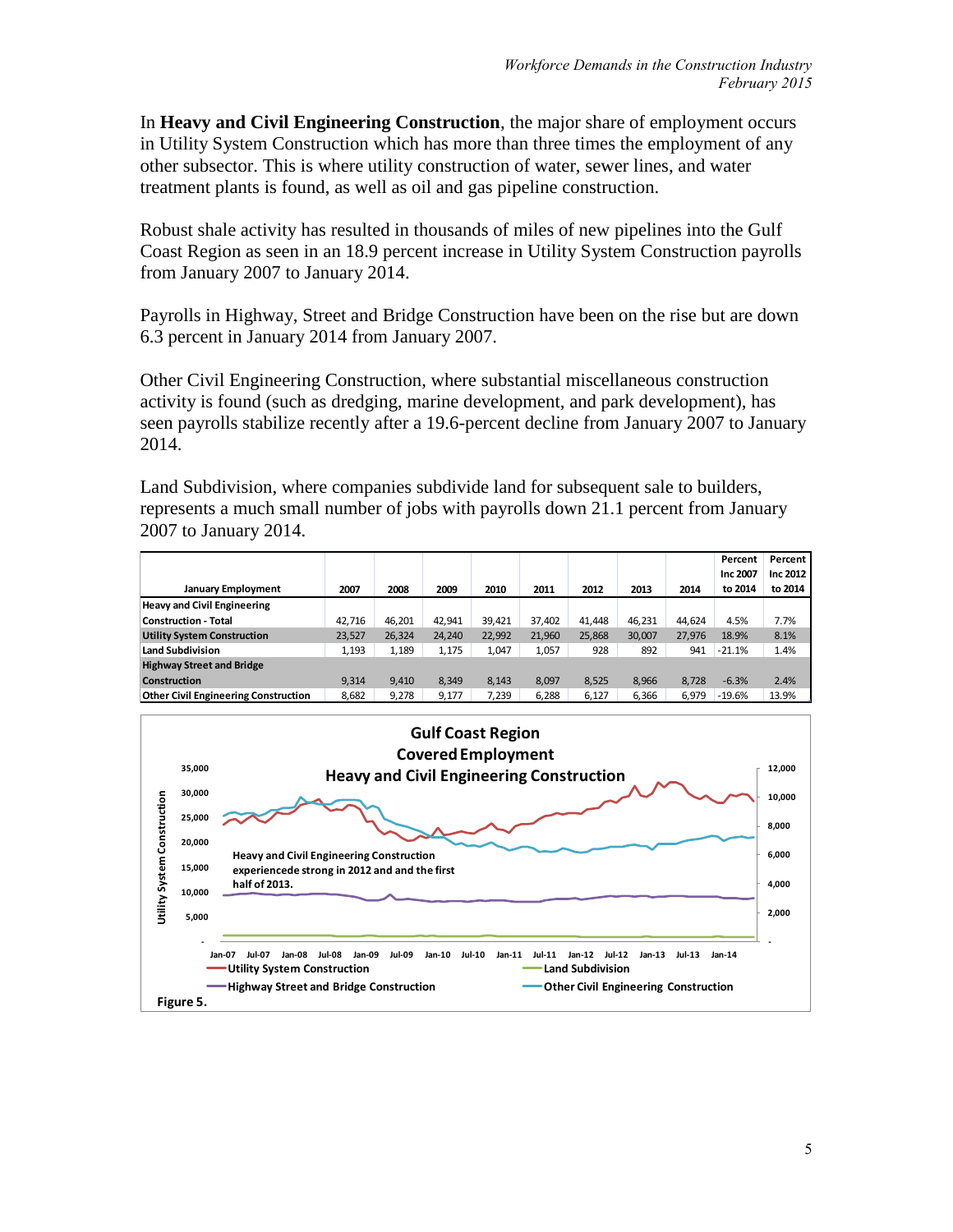In **Heavy and Civil Engineering Construction**, the major share of employment occurs in Utility System Construction which has more than three times the employment of any other subsector. This is where utility construction of water, sewer lines, and water treatment plants is found, as well as oil and gas pipeline construction.

Robust shale activity has resulted in thousands of miles of new pipelines into the Gulf Coast Region as seen in an 18.9 percent increase in Utility System Construction payrolls from January 2007 to January 2014.

Payrolls in Highway, Street and Bridge Construction have been on the rise but are down 6.3 percent in January 2014 from January 2007.

Other Civil Engineering Construction, where substantial miscellaneous construction activity is found (such as dredging, marine development, and park development), has seen payrolls stabilize recently after a 19.6-percent decline from January 2007 to January 2014.

Land Subdivision, where companies subdivide land for subsequent sale to builders, represents a much small number of jobs with payrolls down 21.1 percent from January 2007 to January 2014.

| January Employment | 2007 | 2008 | 2009 | 2010 | 2011 | 2012 | 2013 | 2014 | Percent Inc 2007 to 2014 | Percent Inc 2012 to 2014 |
|---|---|---|---|---|---|---|---|---|---|---|
| **Heavy and Civil Engineering Construction - Total** | 42,716 | 46,201 | 42,941 | 39,421 | 37,402 | 41,448 | 46,231 | 44,624 | 4.5% | 7.7% |
| **Utility System Construction** | 23,527 | 26,324 | 24,240 | 22,992 | 21,960 | 25,868 | 30,007 | 27,976 | 18.9% | 8.1% |
| **Land Subdivision** | 1,193 | 1,189 | 1,175 | 1,047 | 1,057 | 928 | 892 | 941 | -21.1% | 1.4% |
| **Highway Street and Bridge Construction** | 9,314 | 9,410 | 8,349 | 8,143 | 8,097 | 8,525 | 8,966 | 8,728 | -6.3% | 2.4% |
| **Other Civil Engineering Construction** | 8,682 | 9,278 | 9,177 | 7,239 | 6,288 | 6,127 | 6,366 | 6,979 | -19.6% | 13.9% |

**Figure 5.**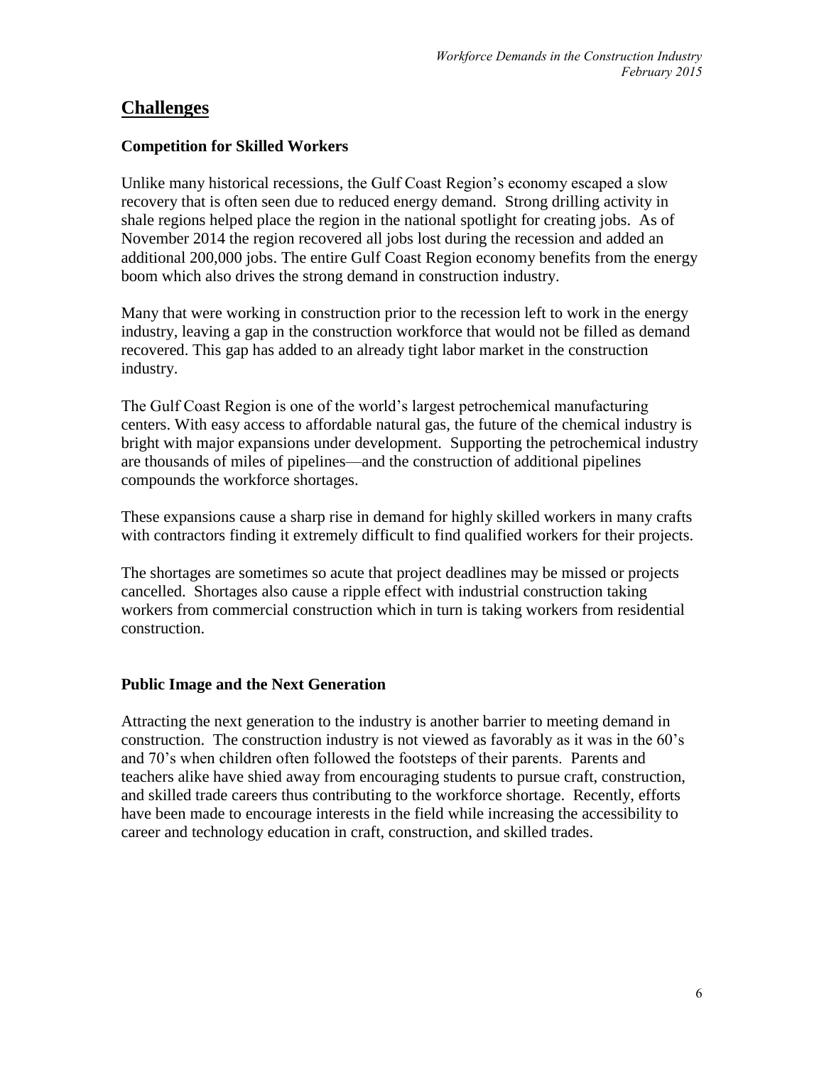## Challenges

### Competition for Skilled Workers

Unlike many historical recessions, the Gulf Coast Region's economy escaped a slow recovery that is often seen due to reduced energy demand. Strong drilling activity in shale regions helped place the region in the national spotlight for creating jobs. As of November 2014 the region recovered all jobs lost during the recession and added an additional 200,000 jobs. The entire Gulf Coast Region economy benefits from the energy boom which also drives the strong demand in construction industry.

Many that were working in construction prior to the recession left to work in the energy industry, leaving a gap in the construction workforce that would not be filled as demand recovered. This gap has added to an already tight labor market in the construction industry.

The Gulf Coast Region is one of the world's largest petrochemical manufacturing centers. With easy access to affordable natural gas, the future of the chemical industry is bright with major expansions under development. Supporting the petrochemical industry are thousands of miles of pipelines—and the construction of additional pipelines compounds the workforce shortages.

These expansions cause a sharp rise in demand for highly skilled workers in many crafts with contractors finding it extremely difficult to find qualified workers for their projects.

The shortages are sometimes so acute that project deadlines may be missed or projects cancelled. Shortages also cause a ripple effect with industrial construction taking workers from commercial construction which in turn is taking workers from residential construction.

### Public Image and the Next Generation

Attracting the next generation to the industry is another barrier to meeting demand in construction. The construction industry is not viewed as favorably as it was in the 60's and 70's when children often followed the footsteps of their parents. Parents and teachers alike have shied away from encouraging students to pursue craft, construction, and skilled trade careers thus contributing to the workforce shortage. Recently, efforts have been made to encourage interests in the field while increasing the accessibility to career and technology education in craft, construction, and skilled trades.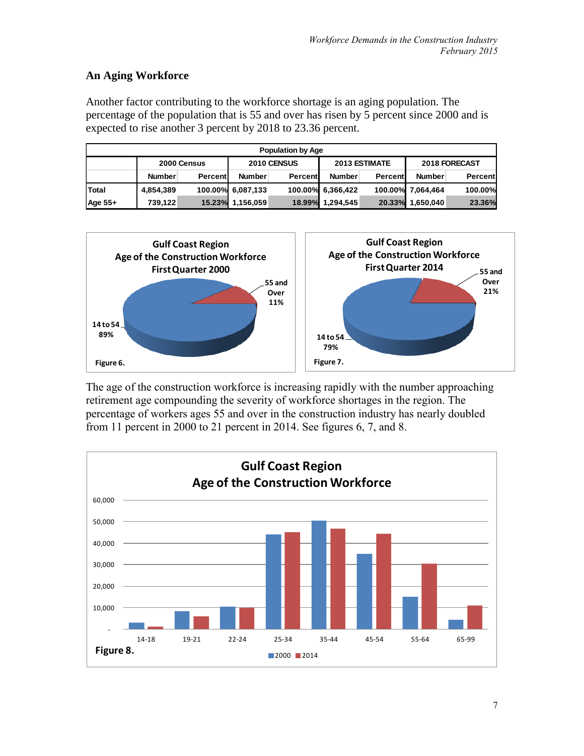## An Aging Workforce

Another factor contributing to the workforce shortage is an aging population. The percentage of the population that is 55 and over has risen by 5 percent since 2000 and is expected to rise another 3 percent by 2018 to 23.36 percent.

| Population by Age | | | | | | | | |
|---|---|---|---|---|---|---|---|---|
| | 2000 Census | | 2010 CENSUS | | 2013 ESTIMATE | | 2018 FORECAST | |
| | Number | Percent | Number | Percent | Number | Percent | Number | Percent |
| Total | 4,854,389 | 100.00% | 6,087,133 | 100.00% | 6,366,422 | 100.00% | 7,064,464 | 100.00% |
| Age 55+ | 739,122 | 15.23% | 1,156,059 | 18.99% | 1,294,545 | 20.33% | 1,650,040 | 23.36% |

Gulf Coast Region
Age of the Construction Workforce
First Quarter 2000

55 and Over 11%
14 to 54 89%

Figure 6.

Gulf Coast Region
Age of the Construction Workforce
First Quarter 2014

55 and Over 21%
14 to 54 79%

Figure 7.

The age of the construction workforce is increasing rapidly with the number approaching retirement age compounding the severity of workforce shortages in the region. The percentage of workers ages 55 and over in the construction industry has nearly doubled from 11 percent in 2000 to 21 percent in 2014. See figures 6, 7, and 8.

Gulf Coast Region
Age of the Construction Workforce

Figure 8.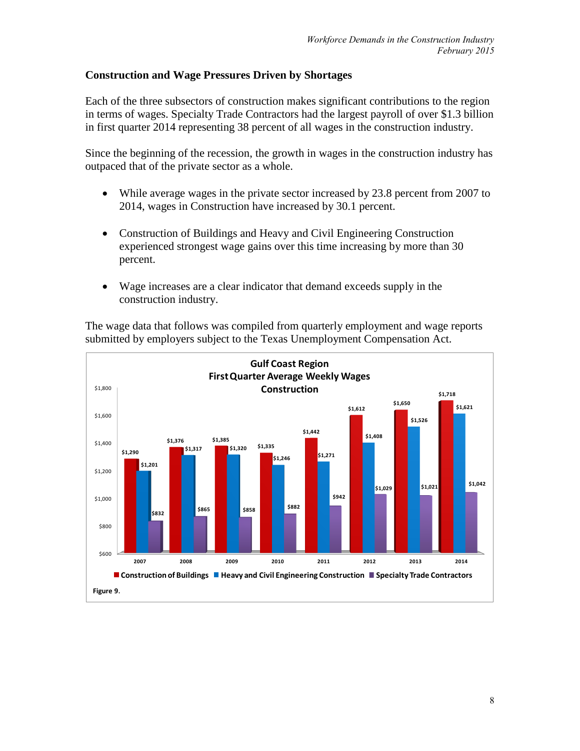## Construction and Wage Pressures Driven by Shortages

Each of the three subsectors of construction makes significant contributions to the region in terms of wages. Specialty Trade Contractors had the largest payroll of over $1.3 billion in first quarter 2014 representing 38 percent of all wages in the construction industry.

Since the beginning of the recession, the growth in wages in the construction industry has outpaced that of the private sector as a whole.

- While average wages in the private sector increased by 23.8 percent from 2007 to 2014, wages in Construction have increased by 30.1 percent.
- Construction of Buildings and Heavy and Civil Engineering Construction experienced strongest wage gains over this time increasing by more than 30 percent.
- Wage increases are a clear indicator that demand exceeds supply in the construction industry.

The wage data that follows was compiled from quarterly employment and wage reports submitted by employers subject to the Texas Unemployment Compensation Act.

**Gulf Coast Region**
**First Quarter Average Weekly Wages**
**Construction**

| Year | Construction of Buildings | Heavy and Civil Engineering Construction | Specialty Trade Contractors |
|---|---|---|---|
| 2007 | $1,290 | $1,201 | $832 |
| 2008 | $1,376 | $1,317 | $865 |
| 2009 | $1,385 | $1,320 | $858 |
| 2010 | $1,335 | $1,246 | $882 |
| 2011 | $1,442 | $1,271 | $942 |
| 2012 | $1,612 | $1,408 | $1,029 |
| 2013 | $1,650 | $1,526 | $1,021 |
| 2014 | $1,718 | $1,621 | $1,042 |

Figure 9.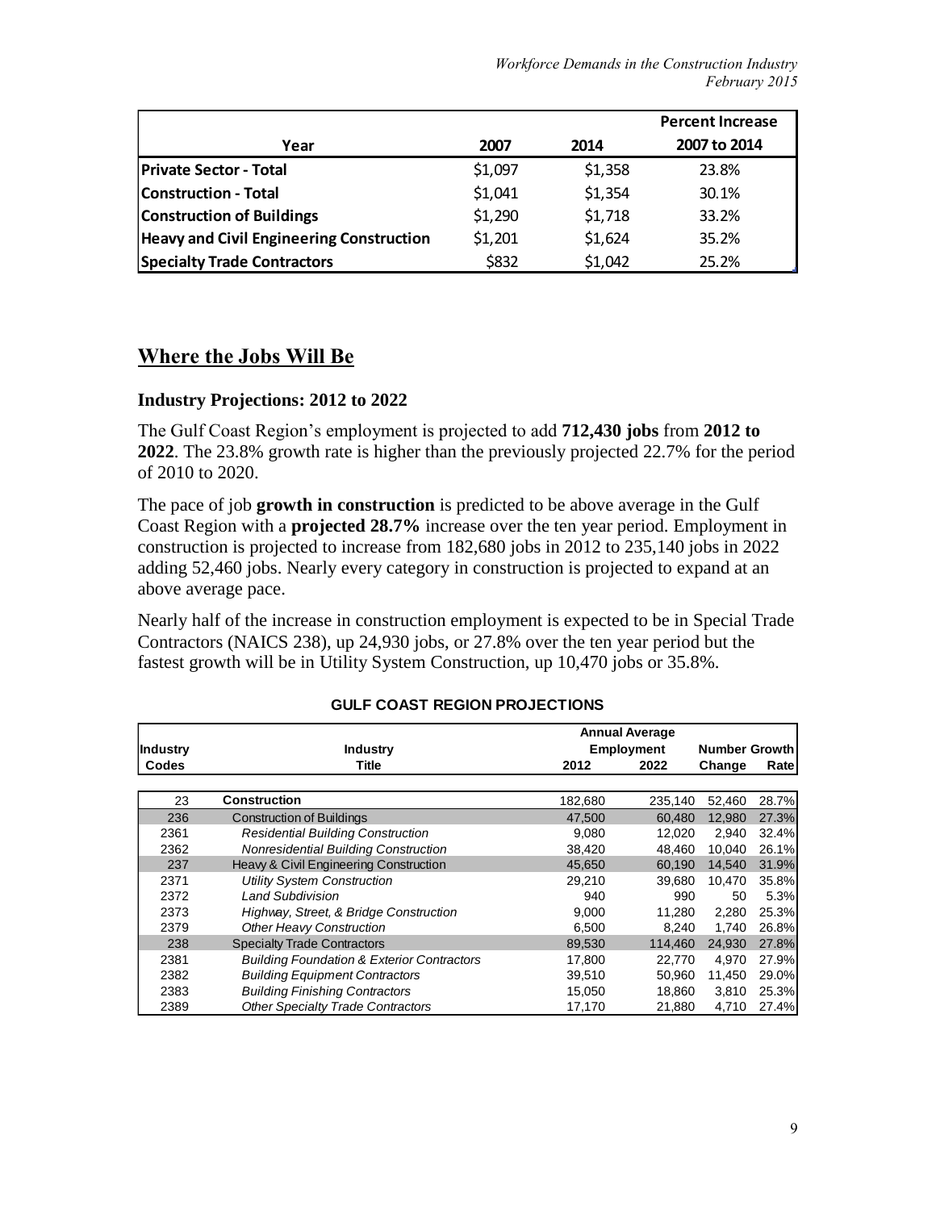| Year | 2007 | 2014 | Percent Increase 2007 to 2014 |
|---|---|---|---|
| **Private Sector - Total** | $1,097 | $1,358 | 23.8% |
| **Construction - Total** | $1,041 | $1,354 | 30.1% |
| **Construction of Buildings** | $1,290 | $1,718 | 33.2% |
| **Heavy and Civil Engineering Construction** | $1,201 | $1,624 | 35.2% |
| **Specialty Trade Contractors** | $832 | $1,042 | 25.2% |

## Where the Jobs Will Be

### Industry Projections: 2012 to 2022

The Gulf Coast Region's employment is projected to add **712,430 jobs** from **2012 to 2022**. The 23.8% growth rate is higher than the previously projected 22.7% for the period of 2010 to 2020.

The pace of job **growth in construction** is predicted to be above average in the Gulf Coast Region with a **projected 28.7%** increase over the ten year period. Employment in construction is projected to increase from 182,680 jobs in 2012 to 235,140 jobs in 2022 adding 52,460 jobs. Nearly every category in construction is projected to expand at an above average pace.

Nearly half of the increase in construction employment is expected to be in Special Trade Contractors (NAICS 238), up 24,930 jobs, or 27.8% over the ten year period but the fastest growth will be in Utility System Construction, up 10,470 jobs or 35.8%.

**GULF COAST REGION PROJECTIONS**

| Industry Codes | Industry Title | Annual Average Employment 2012 | 2022 | Number Change | Growth Rate |
|---|---|---|---|---|---|
| 23 | **Construction** | 182,680 | 235,140 | 52,460 | 28.7% |
| 236 | Construction of Buildings | 47,500 | 60,480 | 12,980 | 27.3% |
| 2361 | *Residential Building Construction* | 9,080 | 12,020 | 2,940 | 32.4% |
| 2362 | *Nonresidential Building Construction* | 38,420 | 48,460 | 10,040 | 26.1% |
| 237 | Heavy & Civil Engineering Construction | 45,650 | 60,190 | 14,540 | 31.9% |
| 2371 | *Utility System Construction* | 29,210 | 39,680 | 10,470 | 35.8% |
| 2372 | *Land Subdivision* | 940 | 990 | 50 | 5.3% |
| 2373 | *Highway, Street, & Bridge Construction* | 9,000 | 11,280 | 2,280 | 25.3% |
| 2379 | *Other Heavy Construction* | 6,500 | 8,240 | 1,740 | 26.8% |
| 238 | Specialty Trade Contractors | 89,530 | 114,460 | 24,930 | 27.8% |
| 2381 | *Building Foundation & Exterior Contractors* | 17,800 | 22,770 | 4,970 | 27.9% |
| 2382 | *Building Equipment Contractors* | 39,510 | 50,960 | 11,450 | 29.0% |
| 2383 | *Building Finishing Contractors* | 15,050 | 18,860 | 3,810 | 25.3% |
| 2389 | *Other Specialty Trade Contractors* | 17,170 | 21,880 | 4,710 | 27.4% |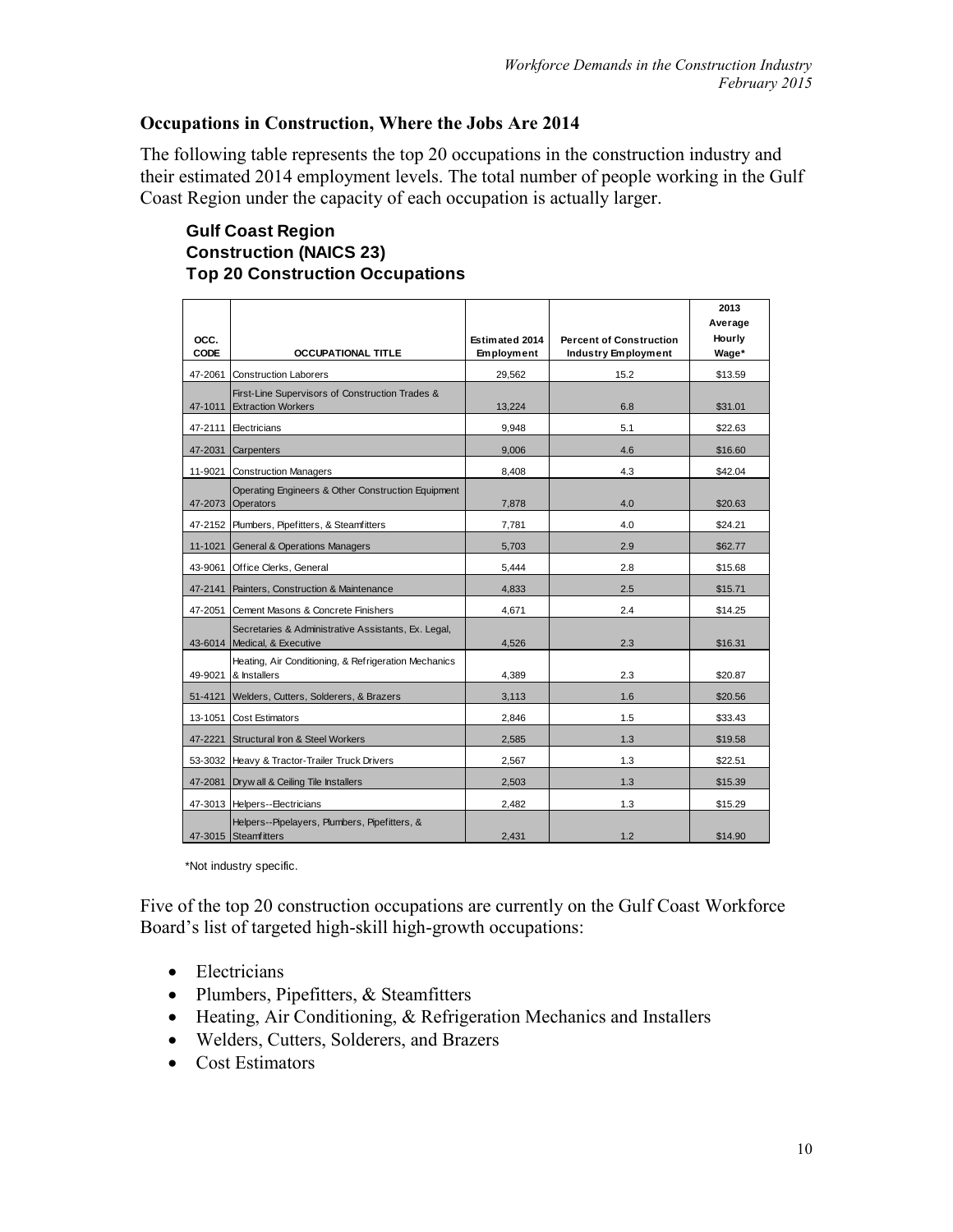### Occupations in Construction, Where the Jobs Are 2014

The following table represents the top 20 occupations in the construction industry and their estimated 2014 employment levels. The total number of people working in the Gulf Coast Region under the capacity of each occupation is actually larger.

**Gulf Coast Region**
**Construction (NAICS 23)**
**Top 20 Construction Occupations**

| OCC. CODE | OCCUPATIONAL TITLE | Estimated 2014 Employment | Percent of Construction Industry Employment | 2013 Average Hourly Wage* |
|---|---|---|---|---|
| 47-2061 | Construction Laborers | 29,562 | 15.2 | $13.59 |
| 47-1011 | First-Line Supervisors of Construction Trades & Extraction Workers | 13,224 | 6.8 | $31.01 |
| 47-2111 | Electricians | 9,948 | 5.1 | $22.63 |
| 47-2031 | Carpenters | 9,006 | 4.6 | $16.60 |
| 11-9021 | Construction Managers | 8,408 | 4.3 | $42.04 |
| 47-2073 | Operating Engineers & Other Construction Equipment Operators | 7,878 | 4.0 | $20.63 |
| 47-2152 | Plumbers, Pipefitters, & Steamfitters | 7,781 | 4.0 | $24.21 |
| 11-1021 | General & Operations Managers | 5,703 | 2.9 | $62.77 |
| 43-9061 | Office Clerks, General | 5,444 | 2.8 | $15.68 |
| 47-2141 | Painters, Construction & Maintenance | 4,833 | 2.5 | $15.71 |
| 47-2051 | Cement Masons & Concrete Finishers | 4,671 | 2.4 | $14.25 |
| 43-6014 | Secretaries & Administrative Assistants, Ex. Legal, Medical, & Executive | 4,526 | 2.3 | $16.31 |
| 49-9021 | Heating, Air Conditioning, & Refrigeration Mechanics & Installers | 4,389 | 2.3 | $20.87 |
| 51-4121 | Welders, Cutters, Solderers, & Brazers | 3,113 | 1.6 | $20.56 |
| 13-1051 | Cost Estimators | 2,846 | 1.5 | $33.43 |
| 47-2221 | Structural Iron & Steel Workers | 2,585 | 1.3 | $19.58 |
| 53-3032 | Heavy & Tractor-Trailer Truck Drivers | 2,567 | 1.3 | $22.51 |
| 47-2081 | Drywall & Ceiling Tile Installers | 2,503 | 1.3 | $15.39 |
| 47-3013 | Helpers--Electricians | 2,482 | 1.3 | $15.29 |
| 47-3015 | Helpers--Pipelayers, Plumbers, Pipefitters, & Steamfitters | 2,431 | 1.2 | $14.90 |

*Not industry specific.

Five of the top 20 construction occupations are currently on the Gulf Coast Workforce Board's list of targeted high-skill high-growth occupations:

- Electricians
- Plumbers, Pipefitters, & Steamfitters
- Heating, Air Conditioning, & Refrigeration Mechanics and Installers
- Welders, Cutters, Solderers, and Brazers
- Cost Estimators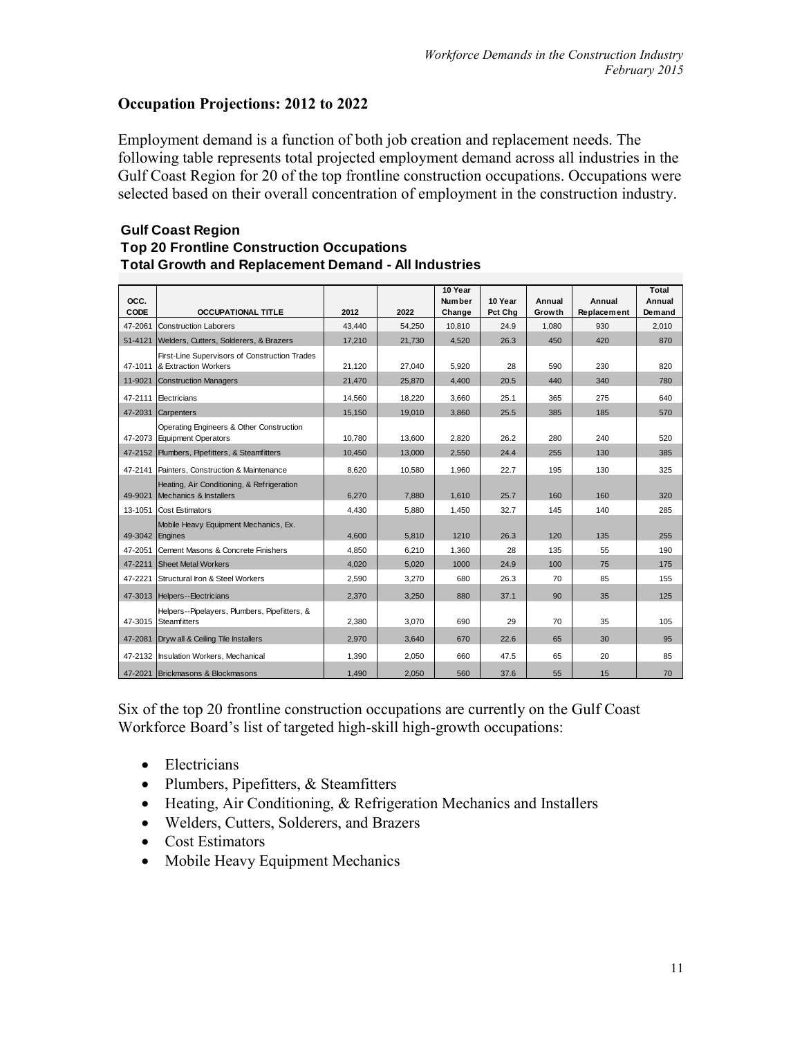## Occupation Projections: 2012 to 2022

Employment demand is a function of both job creation and replacement needs. The following table represents total projected employment demand across all industries in the Gulf Coast Region for 20 of the top frontline construction occupations. Occupations were selected based on their overall concentration of employment in the construction industry.

**Gulf Coast Region**
**Top 20 Frontline Construction Occupations**
**Total Growth and Replacement Demand - All Industries**

| OCC. CODE | OCCUPATIONAL TITLE | 2012 | 2022 | 10 Year Number Change | 10 Year Pct Chg | Annual Growth | Annual Replacement | Total Annual Demand |
|---|---|---|---|---|---|---|---|---|
| 47-2061 | Construction Laborers | 43,440 | 54,250 | 10,810 | 24.9 | 1,080 | 930 | 2,010 |
| 51-4121 | Welders, Cutters, Solderers, & Brazers | 17,210 | 21,730 | 4,520 | 26.3 | 450 | 420 | 870 |
| 47-1011 | First-Line Supervisors of Construction Trades & Extraction Workers | 21,120 | 27,040 | 5,920 | 28 | 590 | 230 | 820 |
| 11-9021 | Construction Managers | 21,470 | 25,870 | 4,400 | 20.5 | 440 | 340 | 780 |
| 47-2111 | Electricians | 14,560 | 18,220 | 3,660 | 25.1 | 365 | 275 | 640 |
| 47-2031 | Carpenters | 15,150 | 19,010 | 3,860 | 25.5 | 385 | 185 | 570 |
| 47-2073 | Operating Engineers & Other Construction Equipment Operators | 10,780 | 13,600 | 2,820 | 26.2 | 280 | 240 | 520 |
| 47-2152 | Plumbers, Pipefitters, & Steamfitters | 10,450 | 13,000 | 2,550 | 24.4 | 255 | 130 | 385 |
| 47-2141 | Painters, Construction & Maintenance | 8,620 | 10,580 | 1,960 | 22.7 | 195 | 130 | 325 |
| 49-9021 | Heating, Air Conditioning, & Refrigeration Mechanics & Installers | 6,270 | 7,880 | 1,610 | 25.7 | 160 | 160 | 320 |
| 13-1051 | Cost Estimators | 4,430 | 5,880 | 1,450 | 32.7 | 145 | 140 | 285 |
| 49-3042 | Mobile Heavy Equipment Mechanics, Ex. Engines | 4,600 | 5,810 | 1210 | 26.3 | 120 | 135 | 255 |
| 47-2051 | Cement Masons & Concrete Finishers | 4,850 | 6,210 | 1,360 | 28 | 135 | 55 | 190 |
| 47-2211 | Sheet Metal Workers | 4,020 | 5,020 | 1000 | 24.9 | 100 | 75 | 175 |
| 47-2221 | Structural Iron & Steel Workers | 2,590 | 3,270 | 680 | 26.3 | 70 | 85 | 155 |
| 47-3013 | Helpers--Electricians | 2,370 | 3,250 | 880 | 37.1 | 90 | 35 | 125 |
| 47-3015 | Helpers--Pipelayers, Plumbers, Pipefitters, & Steamfitters | 2,380 | 3,070 | 690 | 29 | 70 | 35 | 105 |
| 47-2081 | Drywall & Ceiling Tile Installers | 2,970 | 3,640 | 670 | 22.6 | 65 | 30 | 95 |
| 47-2132 | Insulation Workers, Mechanical | 1,390 | 2,050 | 660 | 47.5 | 65 | 20 | 85 |
| 47-2021 | Brickmasons & Blockmasons | 1,490 | 2,050 | 560 | 37.6 | 55 | 15 | 70 |

Six of the top 20 frontline construction occupations are currently on the Gulf Coast Workforce Board's list of targeted high-skill high-growth occupations:

- Electricians
- Plumbers, Pipefitters, & Steamfitters
- Heating, Air Conditioning, & Refrigeration Mechanics and Installers
- Welders, Cutters, Solderers, and Brazers
- Cost Estimators
- Mobile Heavy Equipment Mechanics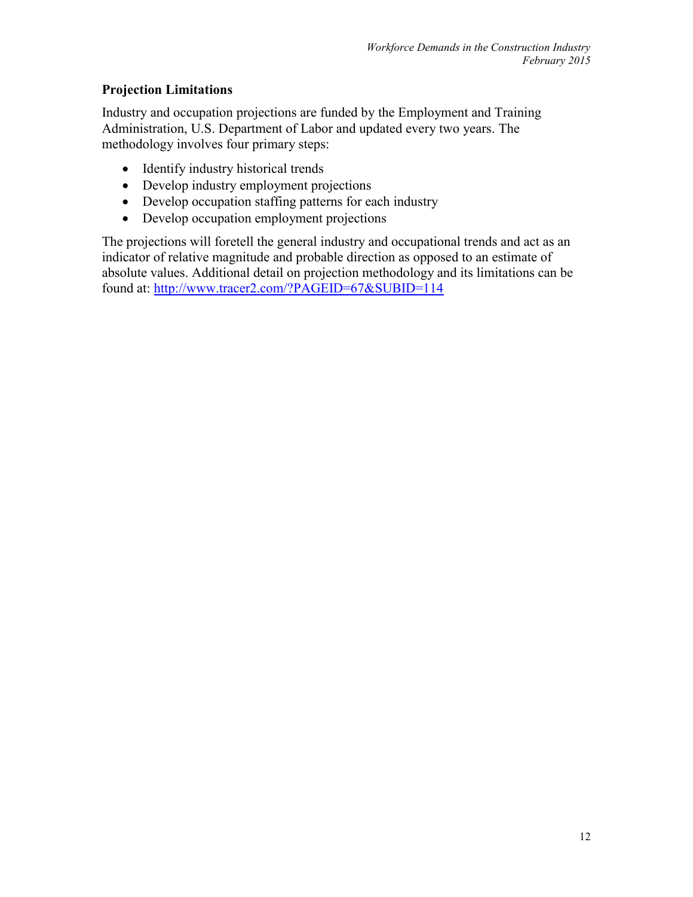## Projection Limitations

Industry and occupation projections are funded by the Employment and Training Administration, U.S. Department of Labor and updated every two years. The methodology involves four primary steps:

- Identify industry historical trends
- Develop industry employment projections
- Develop occupation staffing patterns for each industry
- Develop occupation employment projections

The projections will foretell the general industry and occupational trends and act as an indicator of relative magnitude and probable direction as opposed to an estimate of absolute values. Additional detail on projection methodology and its limitations can be found at: [http://www.tracer2.com/?PAGEID=67&SUBID=114](http://www.tracer2.com/?PAGEID=67&SUBID=114)